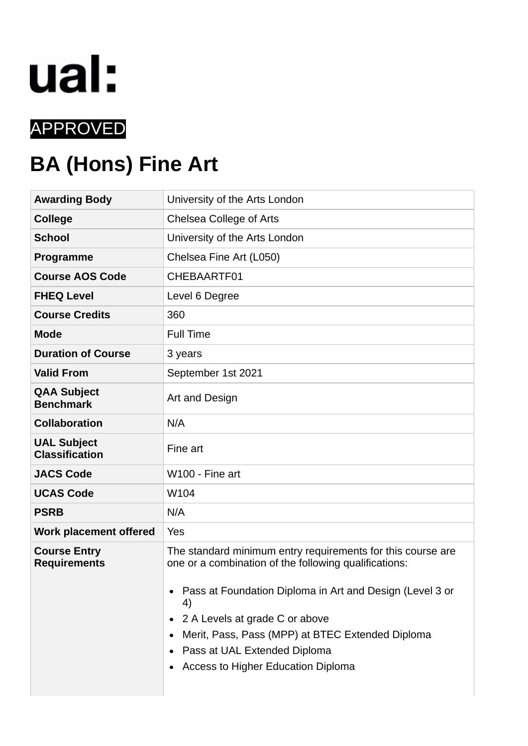ual:

APPROVED

# BA (Hons) Fine Art

| | |
|---|---|
| **Awarding Body** | University of the Arts London |
| **College** | Chelsea College of Arts |
| **School** | University of the Arts London |
| **Programme** | Chelsea Fine Art (L050) |
| **Course AOS Code** | CHEBAARTF01 |
| **FHEQ Level** | Level 6 Degree |
| **Course Credits** | 360 |
| **Mode** | Full Time |
| **Duration of Course** | 3 years |
| **Valid From** | September 1st 2021 |
| **QAA Subject Benchmark** | Art and Design |
| **Collaboration** | N/A |
| **UAL Subject Classification** | Fine art |
| **JACS Code** | W100 - Fine art |
| **UCAS Code** | W104 |
| **PSRB** | N/A |
| **Work placement offered** | Yes |
| **Course Entry Requirements** | The standard minimum entry requirements for this course are one or a combination of the following qualifications:<br><br>• Pass at Foundation Diploma in Art and Design (Level 3 or 4)<br>• 2 A Levels at grade C or above<br>• Merit, Pass, Pass (MPP) at BTEC Extended Diploma<br>• Pass at UAL Extended Diploma<br>• Access to Higher Education Diploma |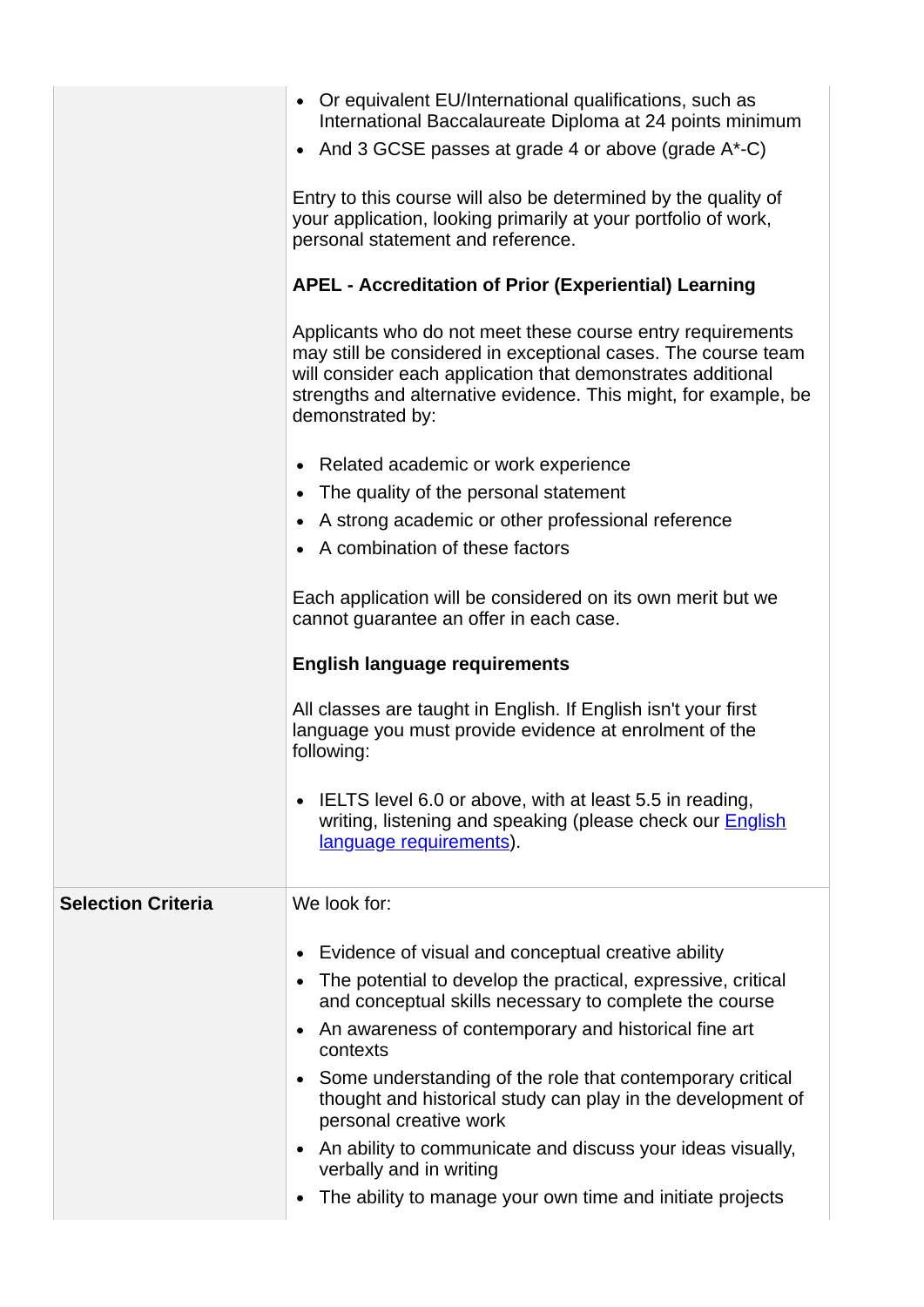| | |
|---|---|
| | <ul><li>Or equivalent EU/International qualifications, such as International Baccalaureate Diploma at 24 points minimum</li><li>And 3 GCSE passes at grade 4 or above (grade A*-C)</li></ul>Entry to this course will also be determined by the quality of your application, looking primarily at your portfolio of work, personal statement and reference.<br><br>**APEL - Accreditation of Prior (Experiential) Learning**<br><br>Applicants who do not meet these course entry requirements may still be considered in exceptional cases. The course team will consider each application that demonstrates additional strengths and alternative evidence. This might, for example, be demonstrated by:<ul><li>Related academic or work experience</li><li>The quality of the personal statement</li><li>A strong academic or other professional reference</li><li>A combination of these factors</li></ul>Each application will be considered on its own merit but we cannot guarantee an offer in each case.<br><br>**English language requirements**<br><br>All classes are taught in English. If English isn't your first language you must provide evidence at enrolment of the following:<ul><li>IELTS level 6.0 or above, with at least 5.5 in reading, writing, listening and speaking (please check our English language requirements).</li></ul> |
| **Selection Criteria** | We look for:<ul><li>Evidence of visual and conceptual creative ability</li><li>The potential to develop the practical, expressive, critical and conceptual skills necessary to complete the course</li><li>An awareness of contemporary and historical fine art contexts</li><li>Some understanding of the role that contemporary critical thought and historical study can play in the development of personal creative work</li><li>An ability to communicate and discuss your ideas visually, verbally and in writing</li><li>The ability to manage your own time and initiate projects</li></ul> |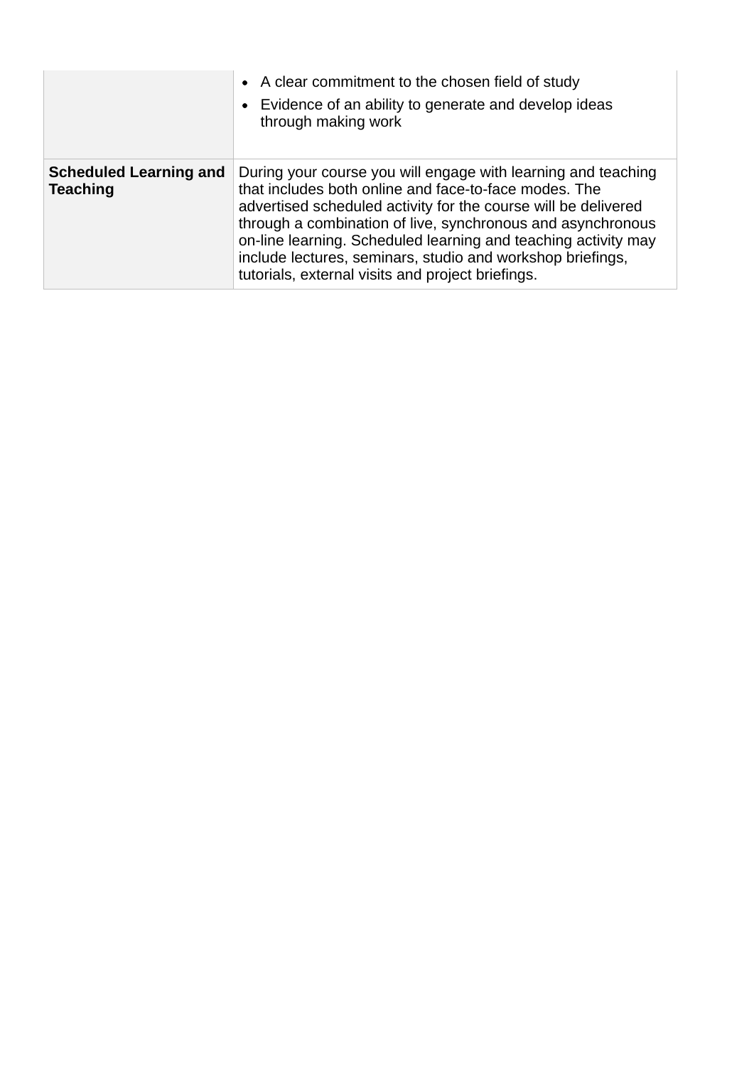| | |
|---|---|
| | • A clear commitment to the chosen field of study<br>• Evidence of an ability to generate and develop ideas through making work |
| **Scheduled Learning and Teaching** | During your course you will engage with learning and teaching that includes both online and face-to-face modes. The advertised scheduled activity for the course will be delivered through a combination of live, synchronous and asynchronous on-line learning. Scheduled learning and teaching activity may include lectures, seminars, studio and workshop briefings, tutorials, external visits and project briefings. |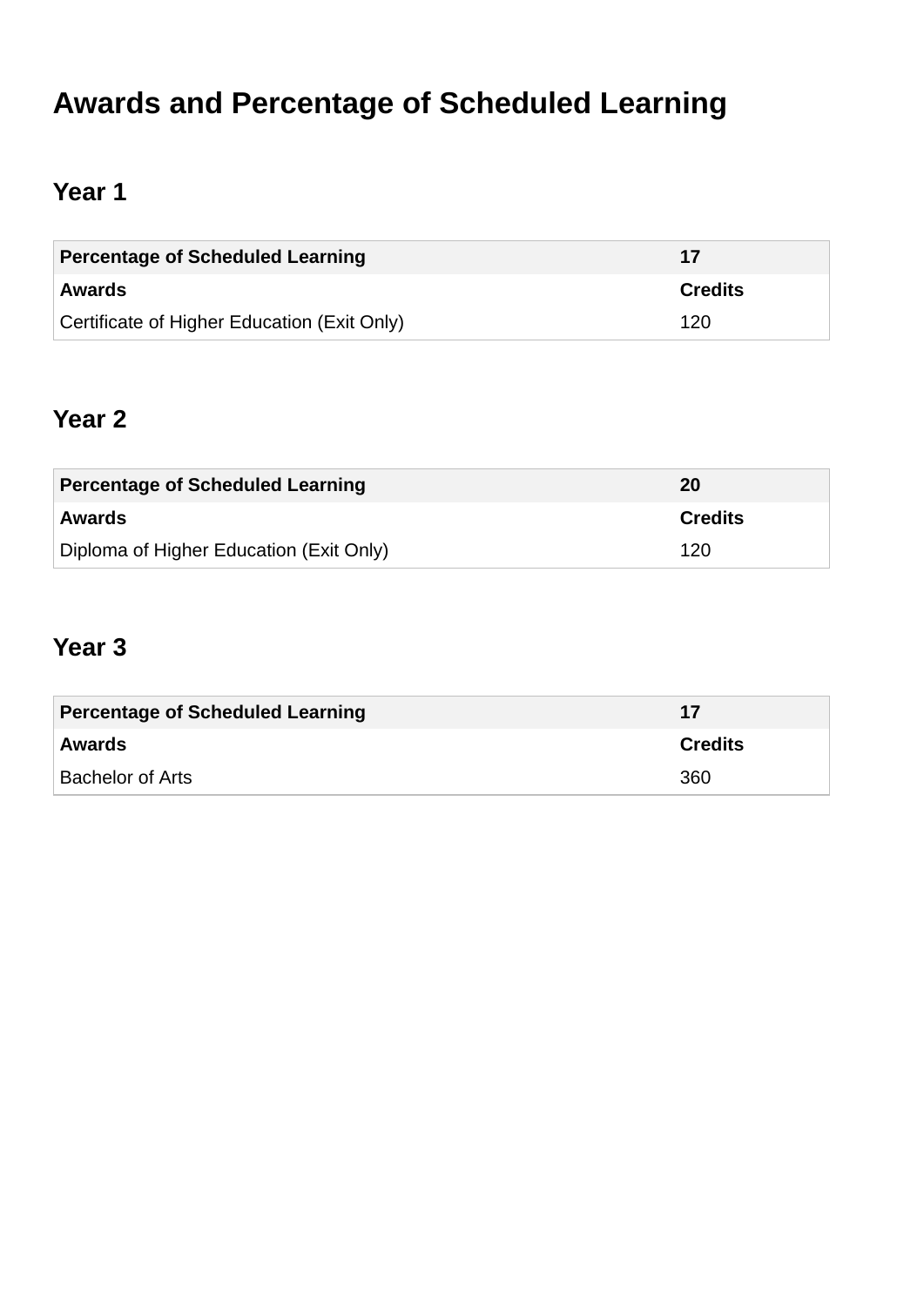# Awards and Percentage of Scheduled Learning

## Year 1

| Percentage of Scheduled Learning | 17 |
| --- | --- |
| **Awards** | **Credits** |
| Certificate of Higher Education (Exit Only) | 120 |

## Year 2

| Percentage of Scheduled Learning | 20 |
| --- | --- |
| **Awards** | **Credits** |
| Diploma of Higher Education (Exit Only) | 120 |

## Year 3

| Percentage of Scheduled Learning | 17 |
| --- | --- |
| **Awards** | **Credits** |
| Bachelor of Arts | 360 |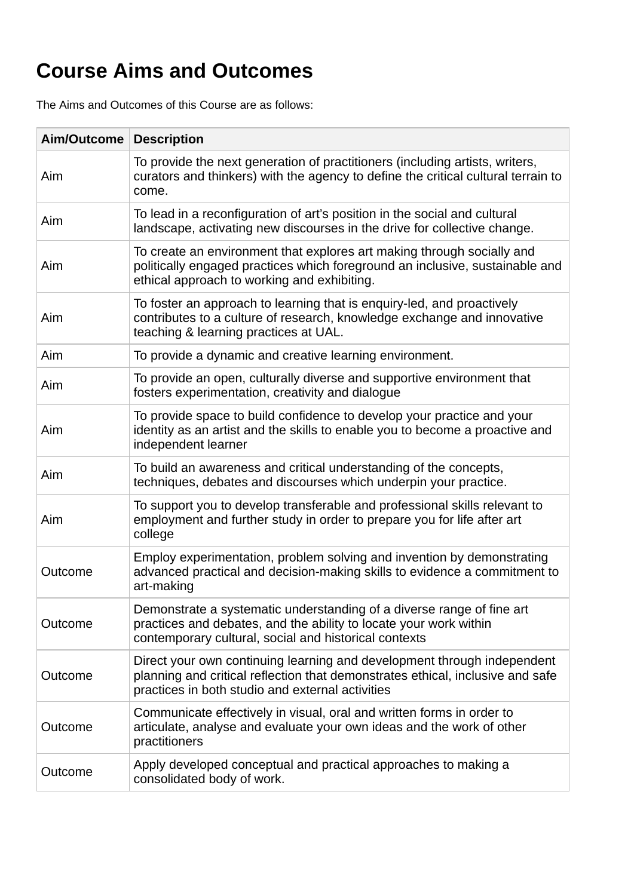# Course Aims and Outcomes

The Aims and Outcomes of this Course are as follows:

| Aim/Outcome | Description |
|---|---|
| Aim | To provide the next generation of practitioners (including artists, writers, curators and thinkers) with the agency to define the critical cultural terrain to come. |
| Aim | To lead in a reconfiguration of art’s position in the social and cultural landscape, activating new discourses in the drive for collective change. |
| Aim | To create an environment that explores art making through socially and politically engaged practices which foreground an inclusive, sustainable and ethical approach to working and exhibiting. |
| Aim | To foster an approach to learning that is enquiry-led, and proactively contributes to a culture of research, knowledge exchange and innovative teaching & learning practices at UAL. |
| Aim | To provide a dynamic and creative learning environment. |
| Aim | To provide an open, culturally diverse and supportive environment that fosters experimentation, creativity and dialogue |
| Aim | To provide space to build confidence to develop your practice and your identity as an artist and the skills to enable you to become a proactive and independent learner |
| Aim | To build an awareness and critical understanding of the concepts, techniques, debates and discourses which underpin your practice. |
| Aim | To support you to develop transferable and professional skills relevant to employment and further study in order to prepare you for life after art college |
| Outcome | Employ experimentation, problem solving and invention by demonstrating advanced practical and decision-making skills to evidence a commitment to art-making |
| Outcome | Demonstrate a systematic understanding of a diverse range of fine art practices and debates, and the ability to locate your work within contemporary cultural, social and historical contexts |
| Outcome | Direct your own continuing learning and development through independent planning and critical reflection that demonstrates ethical, inclusive and safe practices in both studio and external activities |
| Outcome | Communicate effectively in visual, oral and written forms in order to articulate, analyse and evaluate your own ideas and the work of other practitioners |
| Outcome | Apply developed conceptual and practical approaches to making a consolidated body of work. |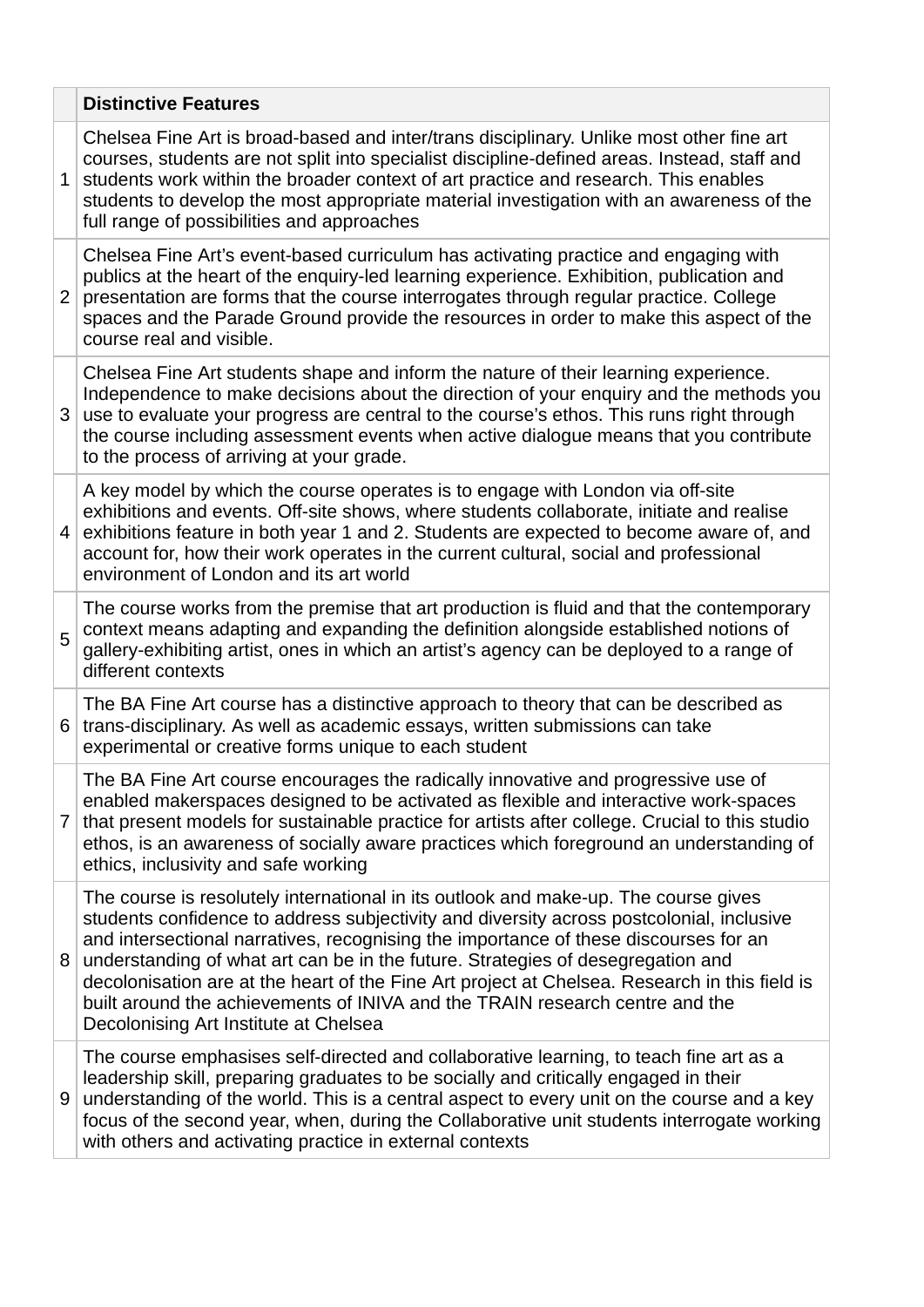| | Distinctive Features |
|---|---|
| 1 | Chelsea Fine Art is broad-based and inter/trans disciplinary. Unlike most other fine art courses, students are not split into specialist discipline-defined areas. Instead, staff and students work within the broader context of art practice and research. This enables students to develop the most appropriate material investigation with an awareness of the full range of possibilities and approaches |
| 2 | Chelsea Fine Art's event-based curriculum has activating practice and engaging with publics at the heart of the enquiry-led learning experience. Exhibition, publication and presentation are forms that the course interrogates through regular practice. College spaces and the Parade Ground provide the resources in order to make this aspect of the course real and visible. |
| 3 | Chelsea Fine Art students shape and inform the nature of their learning experience. Independence to make decisions about the direction of your enquiry and the methods you use to evaluate your progress are central to the course's ethos. This runs right through the course including assessment events when active dialogue means that you contribute to the process of arriving at your grade. |
| 4 | A key model by which the course operates is to engage with London via off-site exhibitions and events. Off-site shows, where students collaborate, initiate and realise exhibitions feature in both year 1 and 2. Students are expected to become aware of, and account for, how their work operates in the current cultural, social and professional environment of London and its art world |
| 5 | The course works from the premise that art production is fluid and that the contemporary context means adapting and expanding the definition alongside established notions of gallery-exhibiting artist, ones in which an artist's agency can be deployed to a range of different contexts |
| 6 | The BA Fine Art course has a distinctive approach to theory that can be described as trans-disciplinary. As well as academic essays, written submissions can take experimental or creative forms unique to each student |
| 7 | The BA Fine Art course encourages the radically innovative and progressive use of enabled makerspaces designed to be activated as flexible and interactive work-spaces that present models for sustainable practice for artists after college. Crucial to this studio ethos, is an awareness of socially aware practices which foreground an understanding of ethics, inclusivity and safe working |
| 8 | The course is resolutely international in its outlook and make-up. The course gives students confidence to address subjectivity and diversity across postcolonial, inclusive and intersectional narratives, recognising the importance of these discourses for an understanding of what art can be in the future. Strategies of desegregation and decolonisation are at the heart of the Fine Art project at Chelsea. Research in this field is built around the achievements of INIVA and the TRAIN research centre and the Decolonising Art Institute at Chelsea |
| 9 | The course emphasises self-directed and collaborative learning, to teach fine art as a leadership skill, preparing graduates to be socially and critically engaged in their understanding of the world. This is a central aspect to every unit on the course and a key focus of the second year, when, during the Collaborative unit students interrogate working with others and activating practice in external contexts |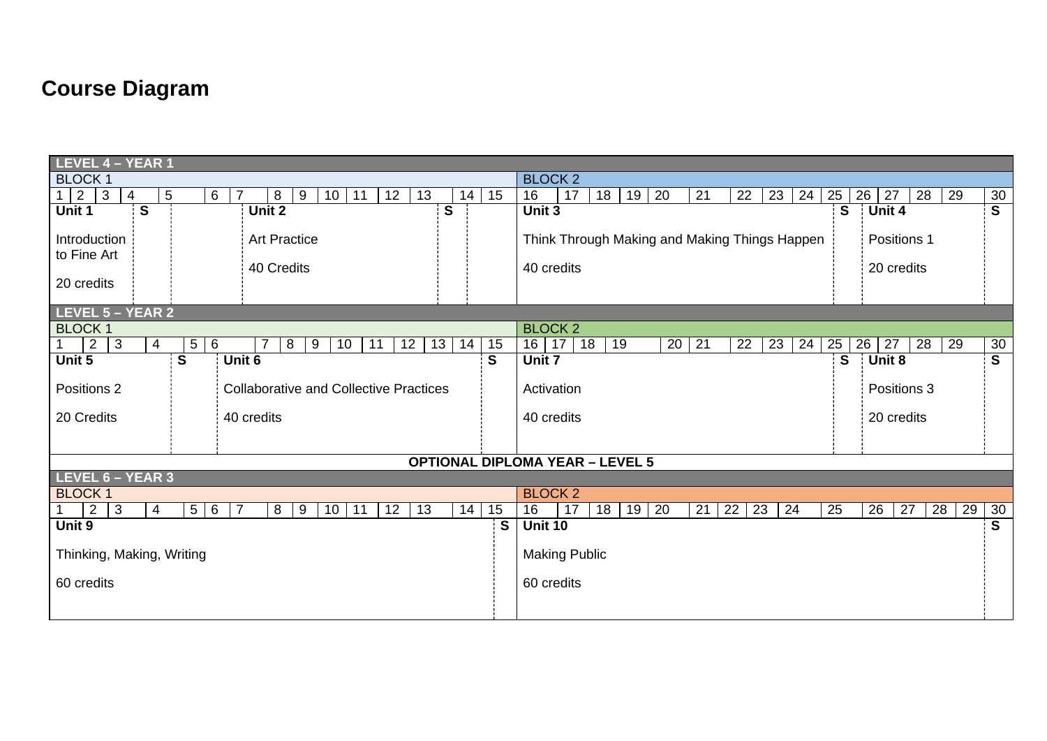## Course Diagram

### LEVEL 4 – YEAR 1

| Block | Weeks | Unit | Title | Credits |
|---|---|---|---|---|
| BLOCK 1 | 1–4 (S) | Unit 1 | Introduction to Fine Art | 20 credits |
| BLOCK 1 | 7–14 (S) | Unit 2 | Art Practice | 40 Credits |
| BLOCK 2 | 16–25 (S) | Unit 3 | Think Through Making and Making Things Happen | 40 credits |
| BLOCK 2 | 26–30 (S) | Unit 4 | Positions 1 | 20 credits |

### LEVEL 5 – YEAR 2

| Block | Weeks | Unit | Title | Credits |
|---|---|---|---|---|
| BLOCK 1 | 1–5 (S) | Unit 5 | Positions 2 | 20 Credits |
| BLOCK 1 | 6–15 (S) | Unit 6 | Collaborative and Collective Practices | 40 credits |
| BLOCK 2 | 16–25 (S) | Unit 7 | Activation | 40 credits |
| BLOCK 2 | 26–30 (S) | Unit 8 | Positions 3 | 20 credits |

**OPTIONAL DIPLOMA YEAR – LEVEL 5**

### LEVEL 6 – YEAR 3

| Block | Weeks | Unit | Title | Credits |
|---|---|---|---|---|
| BLOCK 1 | 1–15 (S) | Unit 9 | Thinking, Making, Writing | 60 credits |
| BLOCK 2 | 16–30 (S) | Unit 10 | Making Public | 60 credits |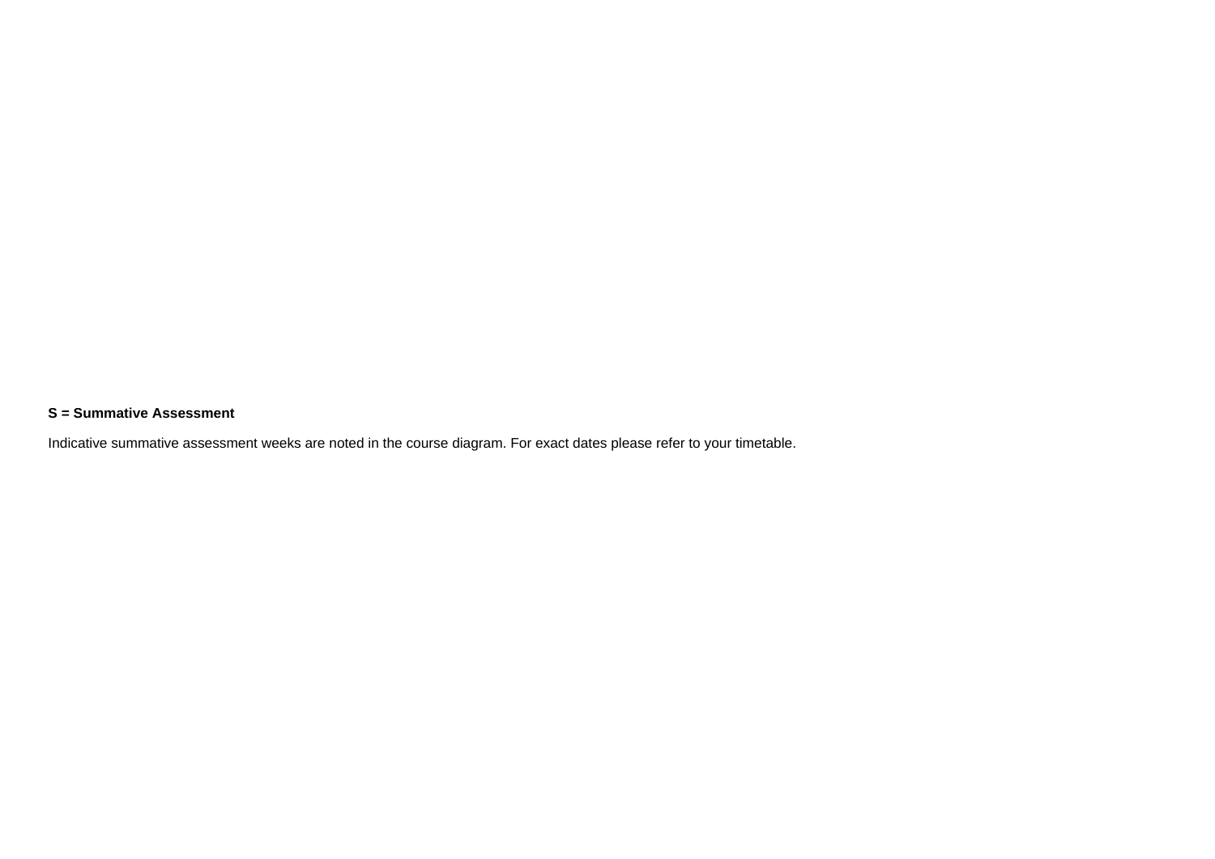**S = Summative Assessment**

Indicative summative assessment weeks are noted in the course diagram. For exact dates please refer to your timetable.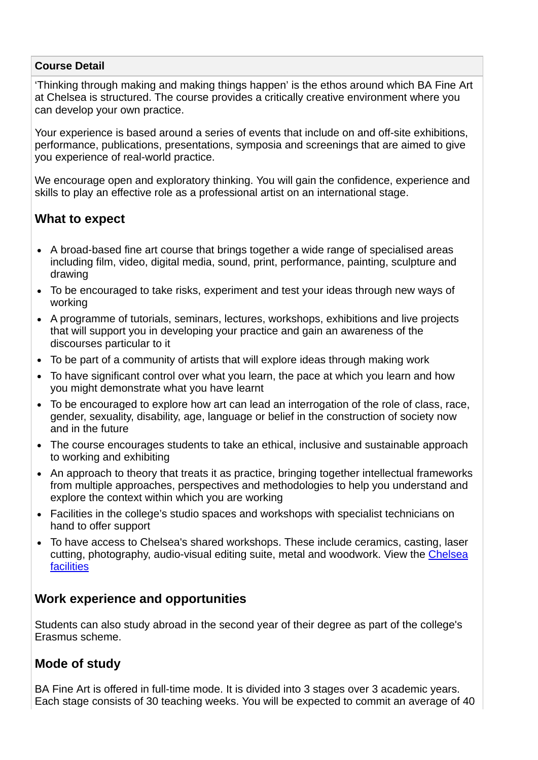**Course Detail**

'Thinking through making and making things happen' is the ethos around which BA Fine Art at Chelsea is structured. The course provides a critically creative environment where you can develop your own practice.

Your experience is based around a series of events that include on and off-site exhibitions, performance, publications, presentations, symposia and screenings that are aimed to give you experience of real-world practice.

We encourage open and exploratory thinking. You will gain the confidence, experience and skills to play an effective role as a professional artist on an international stage.

### What to expect

- A broad-based fine art course that brings together a wide range of specialised areas including film, video, digital media, sound, print, performance, painting, sculpture and drawing
- To be encouraged to take risks, experiment and test your ideas through new ways of working
- A programme of tutorials, seminars, lectures, workshops, exhibitions and live projects that will support you in developing your practice and gain an awareness of the discourses particular to it
- To be part of a community of artists that will explore ideas through making work
- To have significant control over what you learn, the pace at which you learn and how you might demonstrate what you have learnt
- To be encouraged to explore how art can lead an interrogation of the role of class, race, gender, sexuality, disability, age, language or belief in the construction of society now and in the future
- The course encourages students to take an ethical, inclusive and sustainable approach to working and exhibiting
- An approach to theory that treats it as practice, bringing together intellectual frameworks from multiple approaches, perspectives and methodologies to help you understand and explore the context within which you are working
- Facilities in the college's studio spaces and workshops with specialist technicians on hand to offer support
- To have access to Chelsea's shared workshops. These include ceramics, casting, laser cutting, photography, audio-visual editing suite, metal and woodwork. View the Chelsea facilities

### Work experience and opportunities

Students can also study abroad in the second year of their degree as part of the college's Erasmus scheme.

### Mode of study

BA Fine Art is offered in full-time mode. It is divided into 3 stages over 3 academic years. Each stage consists of 30 teaching weeks. You will be expected to commit an average of 40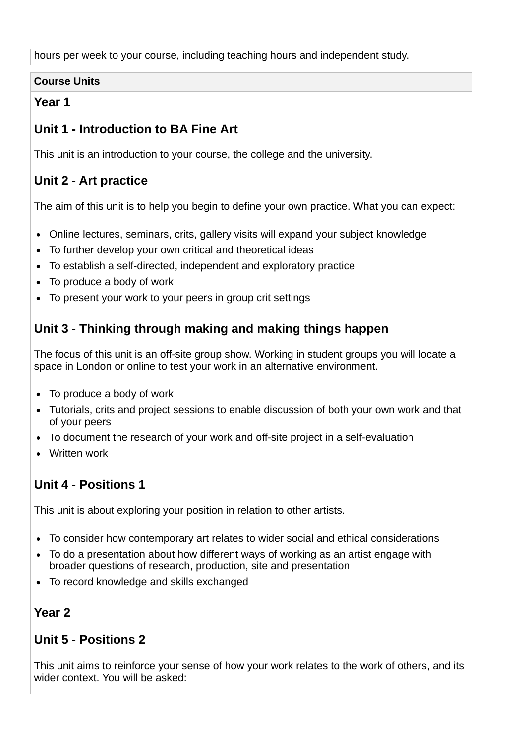hours per week to your course, including teaching hours and independent study.

**Course Units**

### Year 1

### Unit 1 - Introduction to BA Fine Art

This unit is an introduction to your course, the college and the university.

### Unit 2 - Art practice

The aim of this unit is to help you begin to define your own practice. What you can expect:

- Online lectures, seminars, crits, gallery visits will expand your subject knowledge
- To further develop your own critical and theoretical ideas
- To establish a self-directed, independent and exploratory practice
- To produce a body of work
- To present your work to your peers in group crit settings

### Unit 3 - Thinking through making and making things happen

The focus of this unit is an off-site group show. Working in student groups you will locate a space in London or online to test your work in an alternative environment.

- To produce a body of work
- Tutorials, crits and project sessions to enable discussion of both your own work and that of your peers
- To document the research of your work and off-site project in a self-evaluation
- Written work

### Unit 4 - Positions 1

This unit is about exploring your position in relation to other artists.

- To consider how contemporary art relates to wider social and ethical considerations
- To do a presentation about how different ways of working as an artist engage with broader questions of research, production, site and presentation
- To record knowledge and skills exchanged

### Year 2

### Unit 5 - Positions 2

This unit aims to reinforce your sense of how your work relates to the work of others, and its wider context. You will be asked: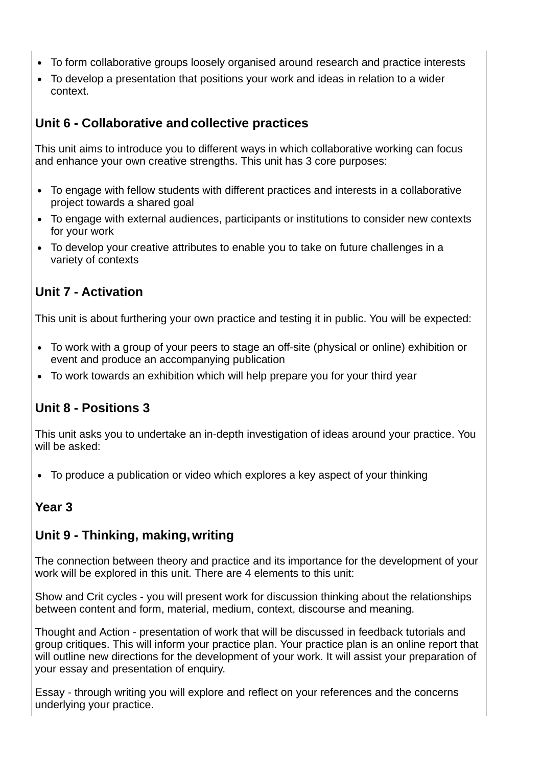- To form collaborative groups loosely organised around research and practice interests
- To develop a presentation that positions your work and ideas in relation to a wider context.

### Unit 6 - Collaborative and collective practices

This unit aims to introduce you to different ways in which collaborative working can focus and enhance your own creative strengths. This unit has 3 core purposes:

- To engage with fellow students with different practices and interests in a collaborative project towards a shared goal
- To engage with external audiences, participants or institutions to consider new contexts for your work
- To develop your creative attributes to enable you to take on future challenges in a variety of contexts

### Unit 7 - Activation

This unit is about furthering your own practice and testing it in public. You will be expected:

- To work with a group of your peers to stage an off-site (physical or online) exhibition or event and produce an accompanying publication
- To work towards an exhibition which will help prepare you for your third year

### Unit 8 - Positions 3

This unit asks you to undertake an in-depth investigation of ideas around your practice. You will be asked:

- To produce a publication or video which explores a key aspect of your thinking

### Year 3

### Unit 9 - Thinking, making, writing

The connection between theory and practice and its importance for the development of your work will be explored in this unit. There are 4 elements to this unit:

Show and Crit cycles - you will present work for discussion thinking about the relationships between content and form, material, medium, context, discourse and meaning.

Thought and Action - presentation of work that will be discussed in feedback tutorials and group critiques. This will inform your practice plan. Your practice plan is an online report that will outline new directions for the development of your work. It will assist your preparation of your essay and presentation of enquiry.

Essay - through writing you will explore and reflect on your references and the concerns underlying your practice.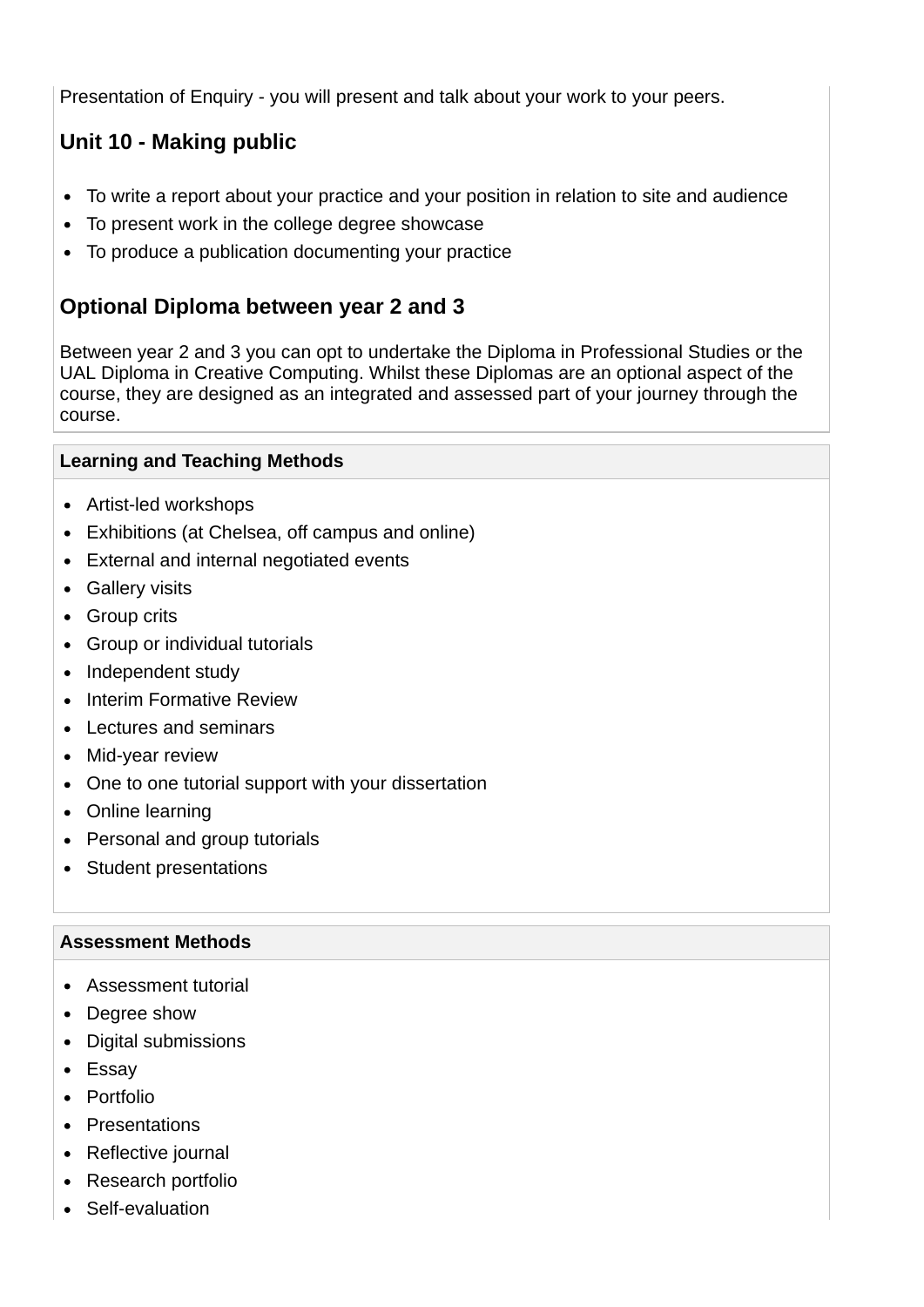Presentation of Enquiry - you will present and talk about your work to your peers.

### Unit 10 - Making public

- To write a report about your practice and your position in relation to site and audience
- To present work in the college degree showcase
- To produce a publication documenting your practice

### Optional Diploma between year 2 and 3

Between year 2 and 3 you can opt to undertake the Diploma in Professional Studies or the UAL Diploma in Creative Computing. Whilst these Diplomas are an optional aspect of the course, they are designed as an integrated and assessed part of your journey through the course.

**Learning and Teaching Methods**

- Artist-led workshops
- Exhibitions (at Chelsea, off campus and online)
- External and internal negotiated events
- Gallery visits
- Group crits
- Group or individual tutorials
- Independent study
- Interim Formative Review
- Lectures and seminars
- Mid-year review
- One to one tutorial support with your dissertation
- Online learning
- Personal and group tutorials
- Student presentations

**Assessment Methods**

- Assessment tutorial
- Degree show
- Digital submissions
- Essay
- Portfolio
- Presentations
- Reflective journal
- Research portfolio
- Self-evaluation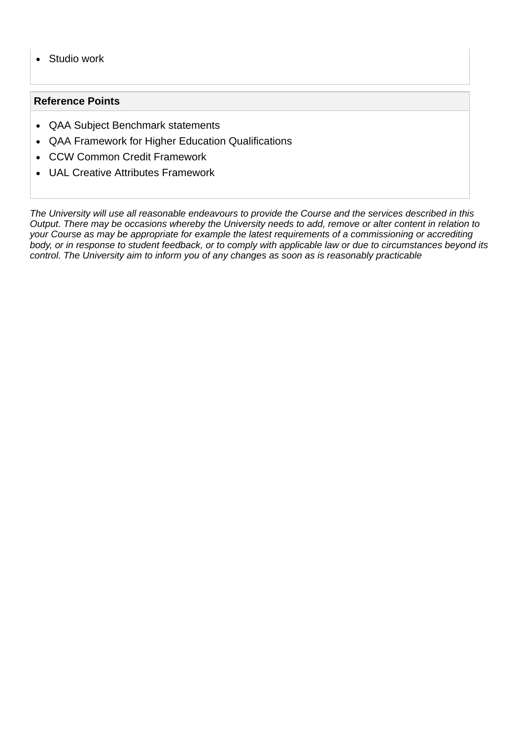- Studio work

## Reference Points

- QAA Subject Benchmark statements
- QAA Framework for Higher Education Qualifications
- CCW Common Credit Framework
- UAL Creative Attributes Framework

*The University will use all reasonable endeavours to provide the Course and the services described in this Output. There may be occasions whereby the University needs to add, remove or alter content in relation to your Course as may be appropriate for example the latest requirements of a commissioning or accrediting body, or in response to student feedback, or to comply with applicable law or due to circumstances beyond its control. The University aim to inform you of any changes as soon as is reasonably practicable*